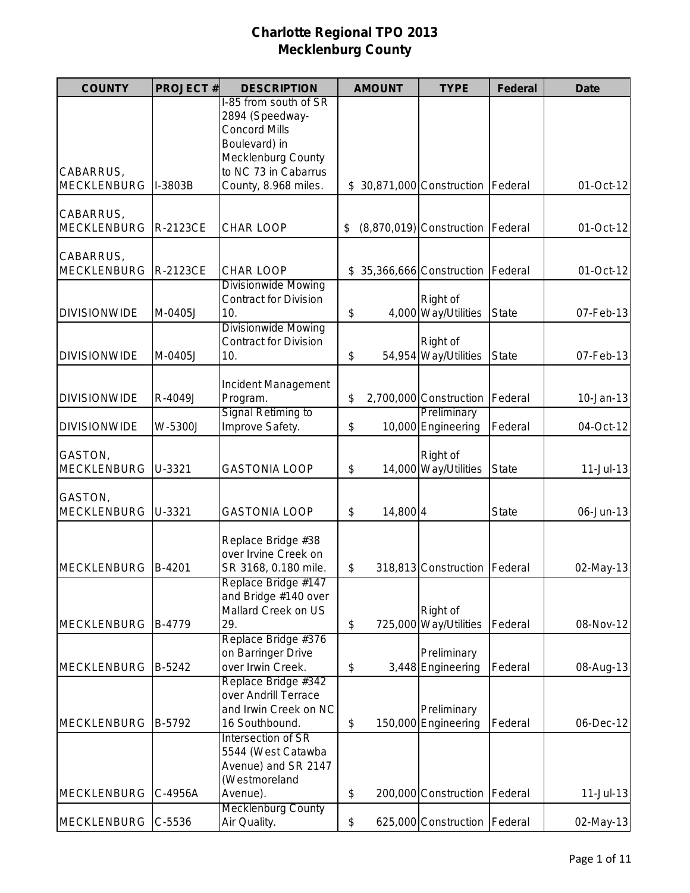# Charlotte Regional TPO 2013
## Mecklenburg County

| COUNTY | PROJECT # | DESCRIPTION | AMOUNT | TYPE | Federal | Date |
|---|---|---|---|---|---|---|
| CABARRUS, MECKLENBURG | I-3803B | I-85 from south of SR 2894 (Speedway-Concord Mills Boulevard) in Mecklenburg County to NC 73 in Cabarrus County, 8.968 miles. | $ 30,871,000 | Construction | Federal | 01-Oct-12 |
| CABARRUS, MECKLENBURG | R-2123CE | CHAR LOOP | $ (8,870,019) | Construction | Federal | 01-Oct-12 |
| CABARRUS, MECKLENBURG | R-2123CE | CHAR LOOP | $ 35,366,666 | Construction | Federal | 01-Oct-12 |
| DIVISIONWIDE | M-0405J | Divisionwide Mowing Contract for Division 10. | $ 4,000 | Right of Way/Utilities | State | 07-Feb-13 |
| DIVISIONWIDE | M-0405J | Divisionwide Mowing Contract for Division 10. | $ 54,954 | Right of Way/Utilities | State | 07-Feb-13 |
| DIVISIONWIDE | R-4049J | Incident Management Program. | $ 2,700,000 | Construction | Federal | 10-Jan-13 |
| DIVISIONWIDE | W-5300J | Signal Retiming to Improve Safety. | $ 10,000 | Preliminary Engineering | Federal | 04-Oct-12 |
| GASTON, MECKLENBURG | U-3321 | GASTONIA LOOP | $ 14,000 | Right of Way/Utilities | State | 11-Jul-13 |
| GASTON, MECKLENBURG | U-3321 | GASTONIA LOOP | $ 14,800 | 4 | State | 06-Jun-13 |
| MECKLENBURG | B-4201 | Replace Bridge #38 over Irvine Creek on SR 3168, 0.180 mile. | $ 318,813 | Construction | Federal | 02-May-13 |
| MECKLENBURG | B-4779 | Replace Bridge #147 and Bridge #140 over Mallard Creek on US 29. | $ 725,000 | Right of Way/Utilities | Federal | 08-Nov-12 |
| MECKLENBURG | B-5242 | Replace Bridge #376 on Barringer Drive over Irwin Creek. | $ 3,448 | Preliminary Engineering | Federal | 08-Aug-13 |
| MECKLENBURG | B-5792 | Replace Bridge #342 over Andrill Terrace and Irwin Creek on NC 16 Southbound. | $ 150,000 | Preliminary Engineering | Federal | 06-Dec-12 |
| MECKLENBURG | C-4956A | Intersection of SR 5544 (West Catawba Avenue) and SR 2147 (Westmoreland Avenue). | $ 200,000 | Construction | Federal | 11-Jul-13 |
| MECKLENBURG | C-5536 | Mecklenburg County Air Quality. | $ 625,000 | Construction | Federal | 02-May-13 |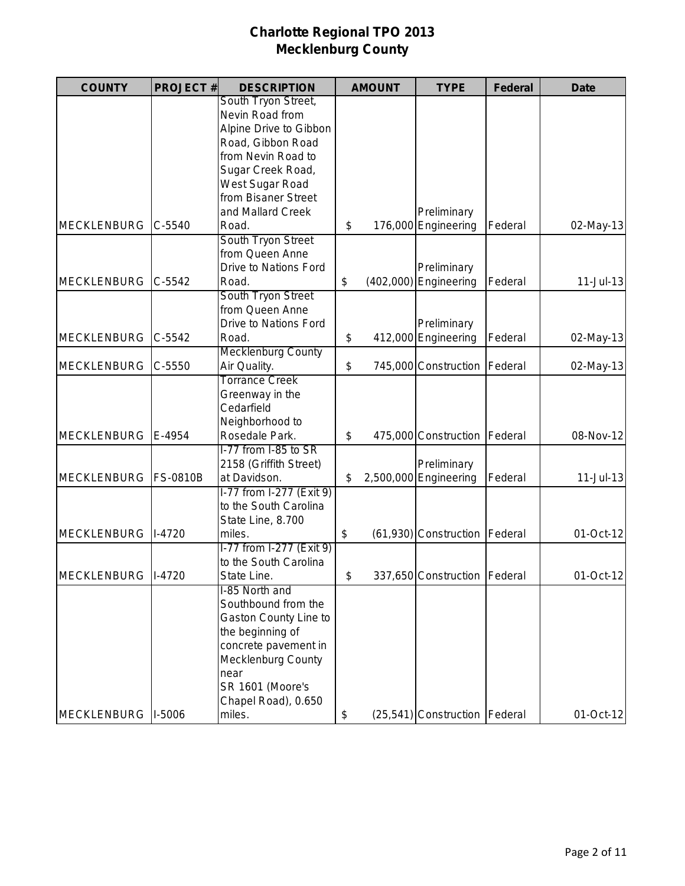# Charlotte Regional TPO 2013
# Mecklenburg County

| COUNTY | PROJECT # | DESCRIPTION | AMOUNT | TYPE | Federal | Date |
|---|---|---|---|---|---|---|
| MECKLENBURG | C-5540 | South Tryon Street, Nevin Road from Alpine Drive to Gibbon Road, Gibbon Road from Nevin Road to Sugar Creek Road, West Sugar Road from Bisaner Street and Mallard Creek Road. | $ 176,000 | Preliminary Engineering | Federal | 02-May-13 |
| MECKLENBURG | C-5542 | South Tryon Street from Queen Anne Drive to Nations Ford Road. | $ (402,000) | Preliminary Engineering | Federal | 11-Jul-13 |
| MECKLENBURG | C-5542 | South Tryon Street from Queen Anne Drive to Nations Ford Road. | $ 412,000 | Preliminary Engineering | Federal | 02-May-13 |
| MECKLENBURG | C-5550 | Mecklenburg County Air Quality. | $ 745,000 | Construction | Federal | 02-May-13 |
| MECKLENBURG | E-4954 | Torrance Creek Greenway in the Cedarfield Neighborhood to Rosedale Park. | $ 475,000 | Construction | Federal | 08-Nov-12 |
| MECKLENBURG | FS-0810B | I-77 from I-85 to SR 2158 (Griffith Street) at Davidson. | $ 2,500,000 | Preliminary Engineering | Federal | 11-Jul-13 |
| MECKLENBURG | I-4720 | I-77 from I-277 (Exit 9) to the South Carolina State Line, 8.700 miles. | $ (61,930) | Construction | Federal | 01-Oct-12 |
| MECKLENBURG | I-4720 | I-77 from I-277 (Exit 9) to the South Carolina State Line. | $ 337,650 | Construction | Federal | 01-Oct-12 |
| MECKLENBURG | I-5006 | I-85 North and Southbound from the Gaston County Line to the beginning of concrete pavement in Mecklenburg County near SR 1601 (Moore's Chapel Road), 0.650 miles. | $ (25,541) | Construction | Federal | 01-Oct-12 |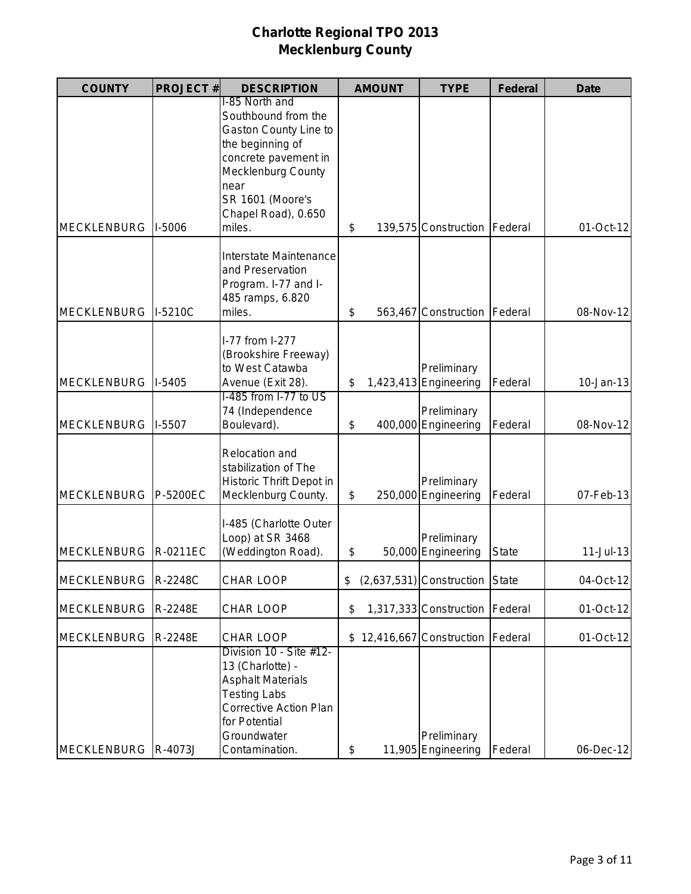# Charlotte Regional TPO 2013
# Mecklenburg County

| COUNTY | PROJECT # | DESCRIPTION | AMOUNT | TYPE | Federal | Date |
|---|---|---|---|---|---|---|
| MECKLENBURG | I-5006 | I-85 North and Southbound from the Gaston County Line to the beginning of concrete pavement in Mecklenburg County near SR 1601 (Moore's Chapel Road), 0.650 miles. | $ 139,575 | Construction | Federal | 01-Oct-12 |
| MECKLENBURG | I-5210C | Interstate Maintenance and Preservation Program. I-77 and I-485 ramps, 6.820 miles. | $ 563,467 | Construction | Federal | 08-Nov-12 |
| MECKLENBURG | I-5405 | I-77 from I-277 (Brookshire Freeway) to West Catawba Avenue (Exit 28). | $ 1,423,413 | Preliminary Engineering | Federal | 10-Jan-13 |
| MECKLENBURG | I-5507 | I-485 from I-77 to US 74 (Independence Boulevard). | $ 400,000 | Preliminary Engineering | Federal | 08-Nov-12 |
| MECKLENBURG | P-5200EC | Relocation and stabilization of The Historic Thrift Depot in Mecklenburg County. | $ 250,000 | Preliminary Engineering | Federal | 07-Feb-13 |
| MECKLENBURG | R-0211EC | I-485 (Charlotte Outer Loop) at SR 3468 (Weddington Road). | $ 50,000 | Preliminary Engineering | State | 11-Jul-13 |
| MECKLENBURG | R-2248C | CHAR LOOP | $ (2,637,531) | Construction | State | 04-Oct-12 |
| MECKLENBURG | R-2248E | CHAR LOOP | $ 1,317,333 | Construction | Federal | 01-Oct-12 |
| MECKLENBURG | R-2248E | CHAR LOOP | $ 12,416,667 | Construction | Federal | 01-Oct-12 |
| MECKLENBURG | R-4073J | Division 10 - Site #12-13 (Charlotte) - Asphalt Materials Testing Labs Corrective Action Plan for Potential Groundwater Contamination. | $ 11,905 | Preliminary Engineering | Federal | 06-Dec-12 |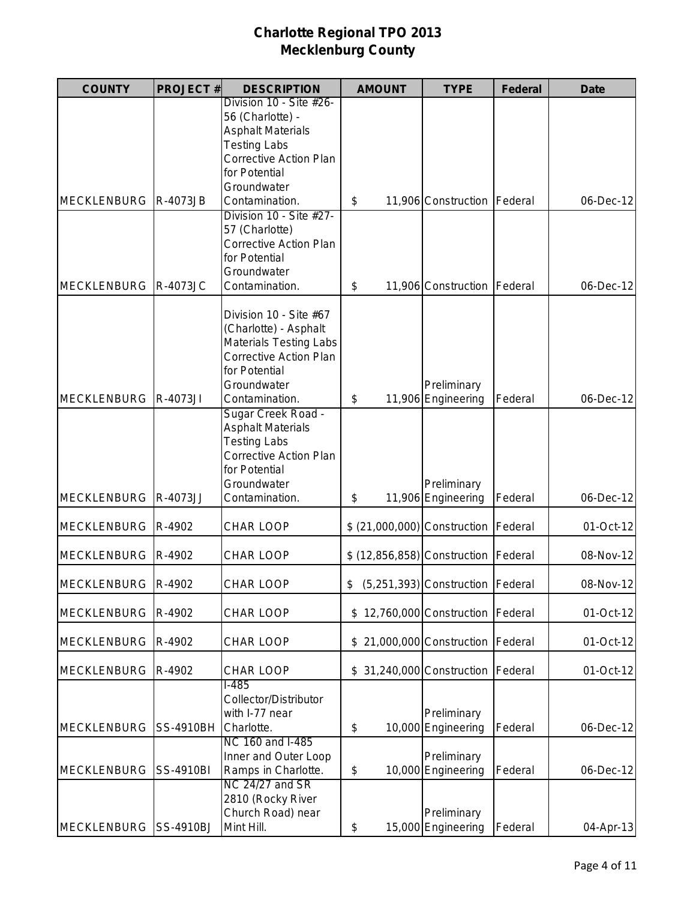# Charlotte Regional TPO 2013
## Mecklenburg County

| COUNTY | PROJECT # | DESCRIPTION | AMOUNT | TYPE | Federal | Date |
|---|---|---|---|---|---|---|
| MECKLENBURG | R-4073JB | Division 10 - Site #26-56 (Charlotte) - Asphalt Materials Testing Labs Corrective Action Plan for Potential Groundwater Contamination. | $ 11,906 | Construction | Federal | 06-Dec-12 |
| MECKLENBURG | R-4073JC | Division 10 - Site #27-57 (Charlotte) Corrective Action Plan for Potential Groundwater Contamination. | $ 11,906 | Construction | Federal | 06-Dec-12 |
| MECKLENBURG | R-4073JI | Division 10 - Site #67 (Charlotte) - Asphalt Materials Testing Labs Corrective Action Plan for Potential Groundwater Contamination. | $ 11,906 | Preliminary Engineering | Federal | 06-Dec-12 |
| MECKLENBURG | R-4073JJ | Sugar Creek Road - Asphalt Materials Testing Labs Corrective Action Plan for Potential Groundwater Contamination. | $ 11,906 | Preliminary Engineering | Federal | 06-Dec-12 |
| MECKLENBURG | R-4902 | CHAR LOOP | $ (21,000,000) | Construction | Federal | 01-Oct-12 |
| MECKLENBURG | R-4902 | CHAR LOOP | $ (12,856,858) | Construction | Federal | 08-Nov-12 |
| MECKLENBURG | R-4902 | CHAR LOOP | $ (5,251,393) | Construction | Federal | 08-Nov-12 |
| MECKLENBURG | R-4902 | CHAR LOOP | $ 12,760,000 | Construction | Federal | 01-Oct-12 |
| MECKLENBURG | R-4902 | CHAR LOOP | $ 21,000,000 | Construction | Federal | 01-Oct-12 |
| MECKLENBURG | R-4902 | CHAR LOOP | $ 31,240,000 | Construction | Federal | 01-Oct-12 |
| MECKLENBURG | SS-4910BH | I-485 Collector/Distributor with I-77 near Charlotte. | $ 10,000 | Preliminary Engineering | Federal | 06-Dec-12 |
| MECKLENBURG | SS-4910BI | NC 160 and I-485 Inner and Outer Loop Ramps in Charlotte. | $ 10,000 | Preliminary Engineering | Federal | 06-Dec-12 |
| MECKLENBURG | SS-4910BJ | NC 24/27 and SR 2810 (Rocky River Church Road) near Mint Hill. | $ 15,000 | Preliminary Engineering | Federal | 04-Apr-13 |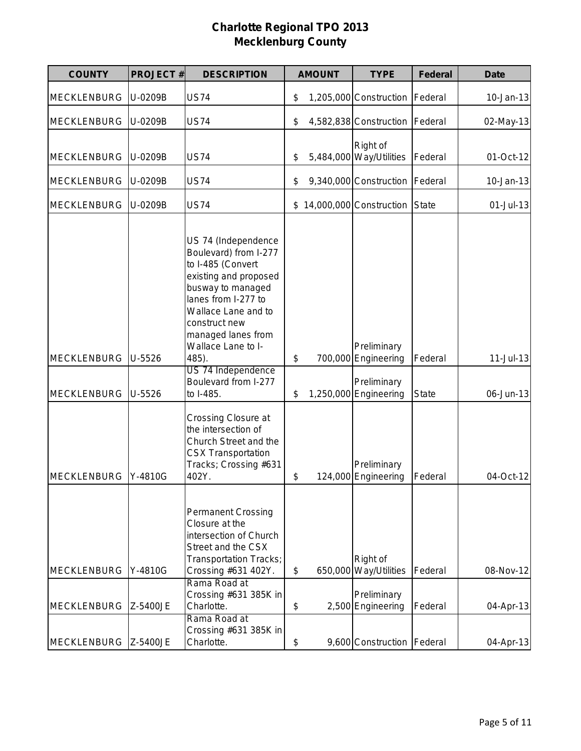# Charlotte Regional TPO 2013
## Mecklenburg County

| COUNTY | PROJECT # | DESCRIPTION | AMOUNT | TYPE | Federal | Date |
|---|---|---|---|---|---|---|
| MECKLENBURG | U-0209B | US74 | $ 1,205,000 | Construction | Federal | 10-Jan-13 |
| MECKLENBURG | U-0209B | US74 | $ 4,582,838 | Construction | Federal | 02-May-13 |
| MECKLENBURG | U-0209B | US74 | $ 5,484,000 | Right of Way/Utilities | Federal | 01-Oct-12 |
| MECKLENBURG | U-0209B | US74 | $ 9,340,000 | Construction | Federal | 10-Jan-13 |
| MECKLENBURG | U-0209B | US74 | $ 14,000,000 | Construction | State | 01-Jul-13 |
| MECKLENBURG | U-5526 | US 74 (Independence Boulevard) from I-277 to I-485 (Convert existing and proposed busway to managed lanes from I-277 to Wallace Lane and to construct new managed lanes from Wallace Lane to I-485). | $ 700,000 | Preliminary Engineering | Federal | 11-Jul-13 |
| MECKLENBURG | U-5526 | US 74 Independence Boulevard from I-277 to I-485. | $ 1,250,000 | Preliminary Engineering | State | 06-Jun-13 |
| MECKLENBURG | Y-4810G | Crossing Closure at the intersection of Church Street and the CSX Transportation Tracks; Crossing #631 402Y. | $ 124,000 | Preliminary Engineering | Federal | 04-Oct-12 |
| MECKLENBURG | Y-4810G | Permanent Crossing Closure at the intersection of Church Street and the CSX Transportation Tracks; Crossing #631 402Y. | $ 650,000 | Right of Way/Utilities | Federal | 08-Nov-12 |
| MECKLENBURG | Z-5400JE | Rama Road at Crossing #631 385K in Charlotte. | $ 2,500 | Preliminary Engineering | Federal | 04-Apr-13 |
| MECKLENBURG | Z-5400JE | Rama Road at Crossing #631 385K in Charlotte. | $ 9,600 | Construction | Federal | 04-Apr-13 |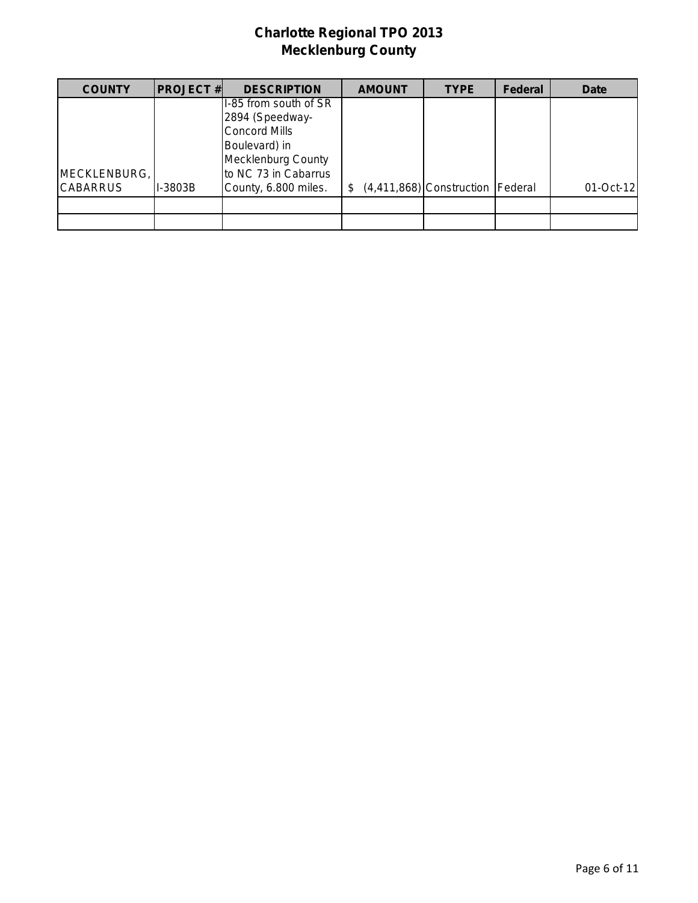# Charlotte Regional TPO 2013
## Mecklenburg County

| COUNTY | PROJECT # | DESCRIPTION | AMOUNT | TYPE | Federal | Date |
|---|---|---|---|---|---|---|
| MECKLENBURG, CABARRUS | I-3803B | I-85 from south of SR 2894 (Speedway-Concord Mills Boulevard) in Mecklenburg County to NC 73 in Cabarrus County, 6.800 miles. | $ (4,411,868) | Construction | Federal | 01-Oct-12 |
| | | | | | | |
| | | | | | | |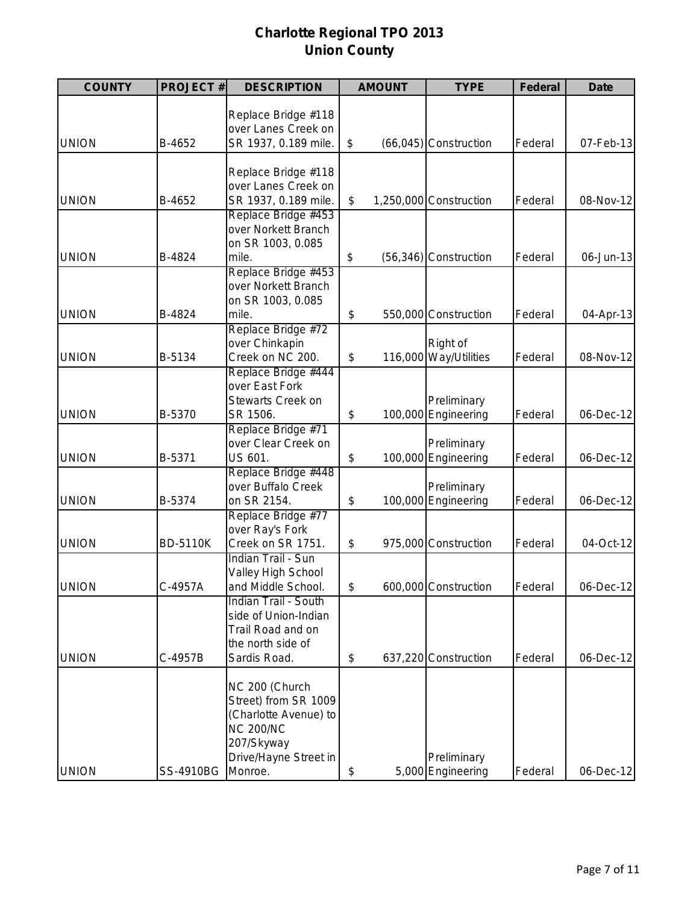# Charlotte Regional TPO 2013
# Union County

| COUNTY | PROJECT # | DESCRIPTION | AMOUNT | TYPE | Federal | Date |
|---|---|---|---|---|---|---|
| UNION | B-4652 | Replace Bridge #118 over Lanes Creek on SR 1937, 0.189 mile. | $ (66,045) | Construction | Federal | 07-Feb-13 |
| UNION | B-4652 | Replace Bridge #118 over Lanes Creek on SR 1937, 0.189 mile. | $ 1,250,000 | Construction | Federal | 08-Nov-12 |
| UNION | B-4824 | Replace Bridge #453 over Norkett Branch on SR 1003, 0.085 mile. | $ (56,346) | Construction | Federal | 06-Jun-13 |
| UNION | B-4824 | Replace Bridge #453 over Norkett Branch on SR 1003, 0.085 mile. | $ 550,000 | Construction | Federal | 04-Apr-13 |
| UNION | B-5134 | Replace Bridge #72 over Chinkapin Creek on NC 200. | $ 116,000 | Right of Way/Utilities | Federal | 08-Nov-12 |
| UNION | B-5370 | Replace Bridge #444 over East Fork Stewarts Creek on SR 1506. | $ 100,000 | Preliminary Engineering | Federal | 06-Dec-12 |
| UNION | B-5371 | Replace Bridge #71 over Clear Creek on US 601. | $ 100,000 | Preliminary Engineering | Federal | 06-Dec-12 |
| UNION | B-5374 | Replace Bridge #448 over Buffalo Creek on SR 2154. | $ 100,000 | Preliminary Engineering | Federal | 06-Dec-12 |
| UNION | BD-5110K | Replace Bridge #77 over Ray's Fork Creek on SR 1751. | $ 975,000 | Construction | Federal | 04-Oct-12 |
| UNION | C-4957A | Indian Trail - Sun Valley High School and Middle School. | $ 600,000 | Construction | Federal | 06-Dec-12 |
| UNION | C-4957B | Indian Trail - South side of Union-Indian Trail Road and on the north side of Sardis Road. | $ 637,220 | Construction | Federal | 06-Dec-12 |
| UNION | SS-4910BG | NC 200 (Church Street) from SR 1009 (Charlotte Avenue) to NC 200/NC 207/Skyway Drive/Hayne Street in Monroe. | $ 5,000 | Preliminary Engineering | Federal | 06-Dec-12 |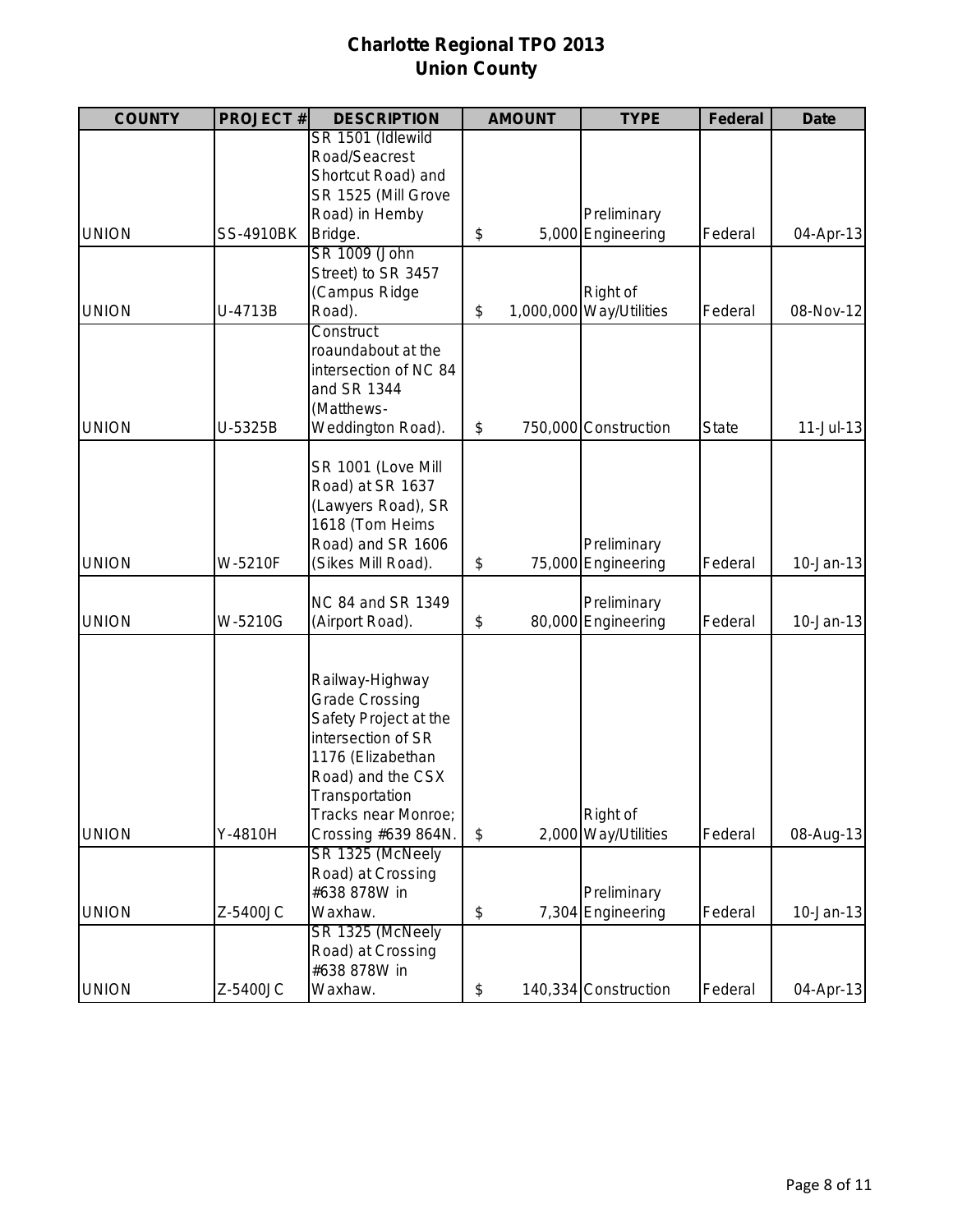# Charlotte Regional TPO 2013
# Union County

| COUNTY | PROJECT # | DESCRIPTION | AMOUNT | TYPE | Federal | Date |
|---|---|---|---|---|---|---|
| UNION | SS-4910BK | SR 1501 (Idlewild Road/Seacrest Shortcut Road) and SR 1525 (Mill Grove Road) in Hemby Bridge. | $ 5,000 | Preliminary Engineering | Federal | 04-Apr-13 |
| UNION | U-4713B | SR 1009 (John Street) to SR 3457 (Campus Ridge Road). | $ 1,000,000 | Right of Way/Utilities | Federal | 08-Nov-12 |
| UNION | U-5325B | Construct roaundabout at the intersection of NC 84 and SR 1344 (Matthews-Weddington Road). | $ 750,000 | Construction | State | 11-Jul-13 |
| UNION | W-5210F | SR 1001 (Love Mill Road) at SR 1637 (Lawyers Road), SR 1618 (Tom Heims Road) and SR 1606 (Sikes Mill Road). | $ 75,000 | Preliminary Engineering | Federal | 10-Jan-13 |
| UNION | W-5210G | NC 84 and SR 1349 (Airport Road). | $ 80,000 | Preliminary Engineering | Federal | 10-Jan-13 |
| UNION | Y-4810H | Railway-Highway Grade Crossing Safety Project at the intersection of SR 1176 (Elizabethan Road) and the CSX Transportation Tracks near Monroe; Crossing #639 864N. | $ 2,000 | Right of Way/Utilities | Federal | 08-Aug-13 |
| UNION | Z-5400JC | SR 1325 (McNeely Road) at Crossing #638 878W in Waxhaw. | $ 7,304 | Preliminary Engineering | Federal | 10-Jan-13 |
| UNION | Z-5400JC | SR 1325 (McNeely Road) at Crossing #638 878W in Waxhaw. | $ 140,334 | Construction | Federal | 04-Apr-13 |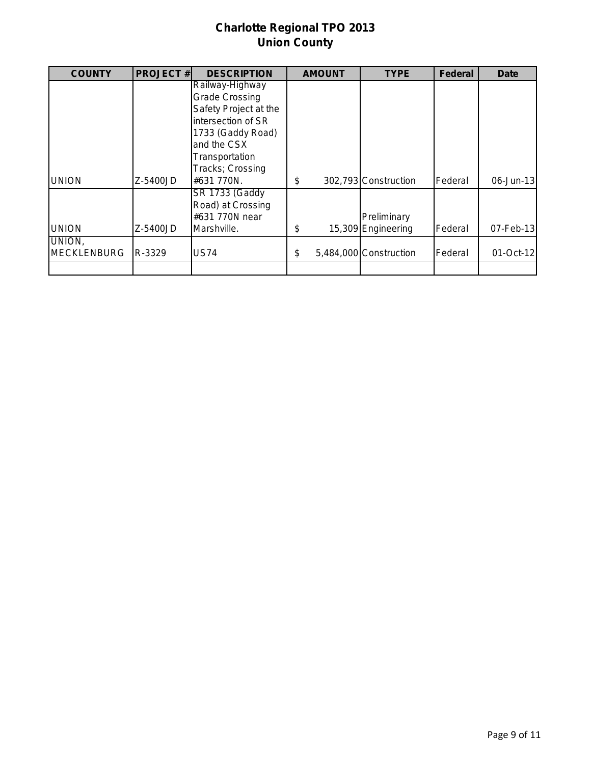# Charlotte Regional TPO 2013
## Union County

| COUNTY | PROJECT # | DESCRIPTION | AMOUNT | TYPE | Federal | Date |
|---|---|---|---|---|---|---|
| UNION | Z-5400JD | Railway-Highway Grade Crossing Safety Project at the intersection of SR 1733 (Gaddy Road) and the CSX Transportation Tracks; Crossing #631 770N. | $ 302,793 | Construction | Federal | 06-Jun-13 |
| UNION | Z-5400JD | SR 1733 (Gaddy Road) at Crossing #631 770N near Marshville. | $ 15,309 | Preliminary Engineering | Federal | 07-Feb-13 |
| UNION, MECKLENBURG | R-3329 | US74 | $ 5,484,000 | Construction | Federal | 01-Oct-12 |
| | | | | | | |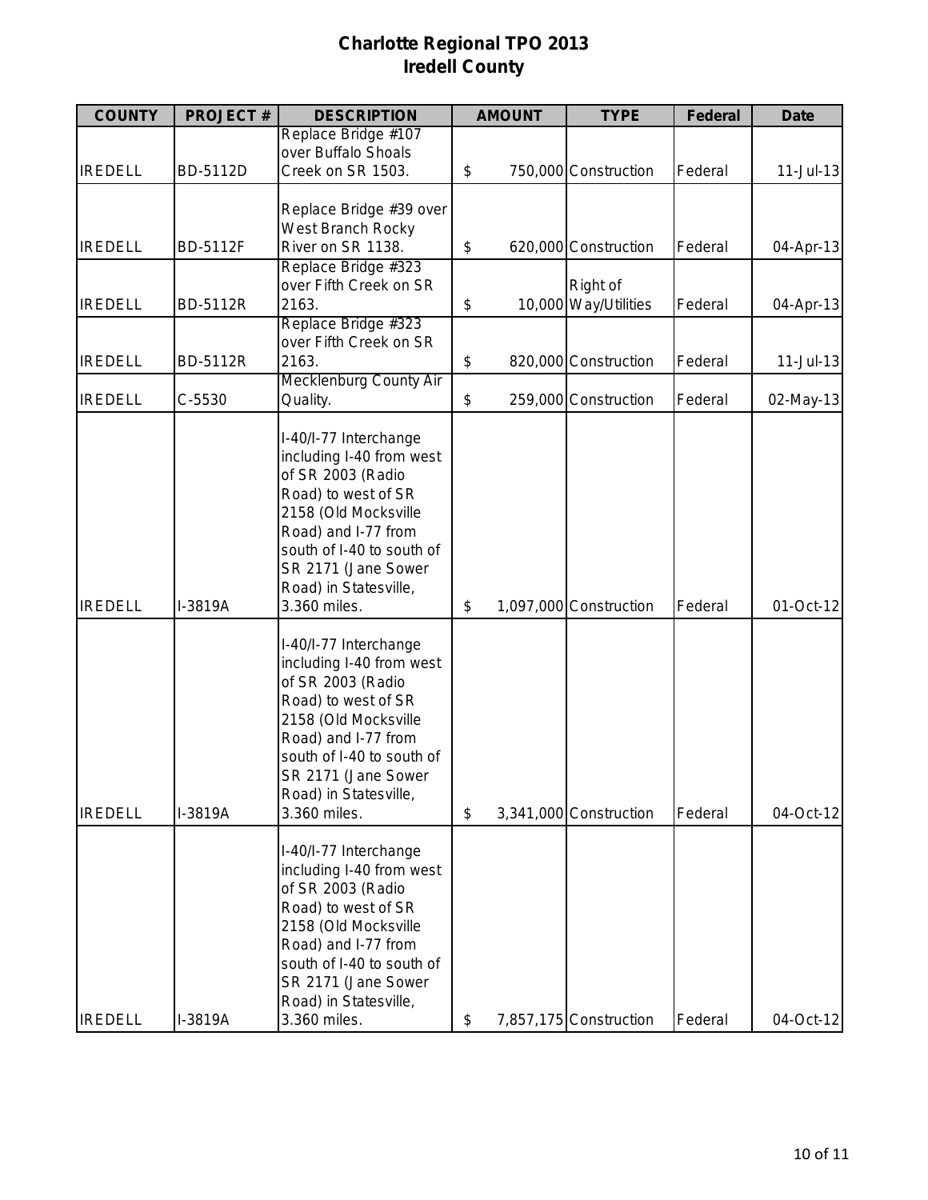# Charlotte Regional TPO 2013
## Iredell County

| COUNTY | PROJECT # | DESCRIPTION | AMOUNT | TYPE | Federal | Date |
|---|---|---|---|---|---|---|
| IREDELL | BD-5112D | Replace Bridge #107 over Buffalo Shoals Creek on SR 1503. | $ 750,000 | Construction | Federal | 11-Jul-13 |
| IREDELL | BD-5112F | Replace Bridge #39 over West Branch Rocky River on SR 1138. | $ 620,000 | Construction | Federal | 04-Apr-13 |
| IREDELL | BD-5112R | Replace Bridge #323 over Fifth Creek on SR 2163. | $ 10,000 | Right of Way/Utilities | Federal | 04-Apr-13 |
| IREDELL | BD-5112R | Replace Bridge #323 over Fifth Creek on SR 2163. | $ 820,000 | Construction | Federal | 11-Jul-13 |
| IREDELL | C-5530 | Mecklenburg County Air Quality. | $ 259,000 | Construction | Federal | 02-May-13 |
| IREDELL | I-3819A | I-40/I-77 Interchange including I-40 from west of SR 2003 (Radio Road) to west of SR 2158 (Old Mocksville Road) and I-77 from south of I-40 to south of SR 2171 (Jane Sower Road) in Statesville, 3.360 miles. | $ 1,097,000 | Construction | Federal | 01-Oct-12 |
| IREDELL | I-3819A | I-40/I-77 Interchange including I-40 from west of SR 2003 (Radio Road) to west of SR 2158 (Old Mocksville Road) and I-77 from south of I-40 to south of SR 2171 (Jane Sower Road) in Statesville, 3.360 miles. | $ 3,341,000 | Construction | Federal | 04-Oct-12 |
| IREDELL | I-3819A | I-40/I-77 Interchange including I-40 from west of SR 2003 (Radio Road) to west of SR 2158 (Old Mocksville Road) and I-77 from south of I-40 to south of SR 2171 (Jane Sower Road) in Statesville, 3.360 miles. | $ 7,857,175 | Construction | Federal | 04-Oct-12 |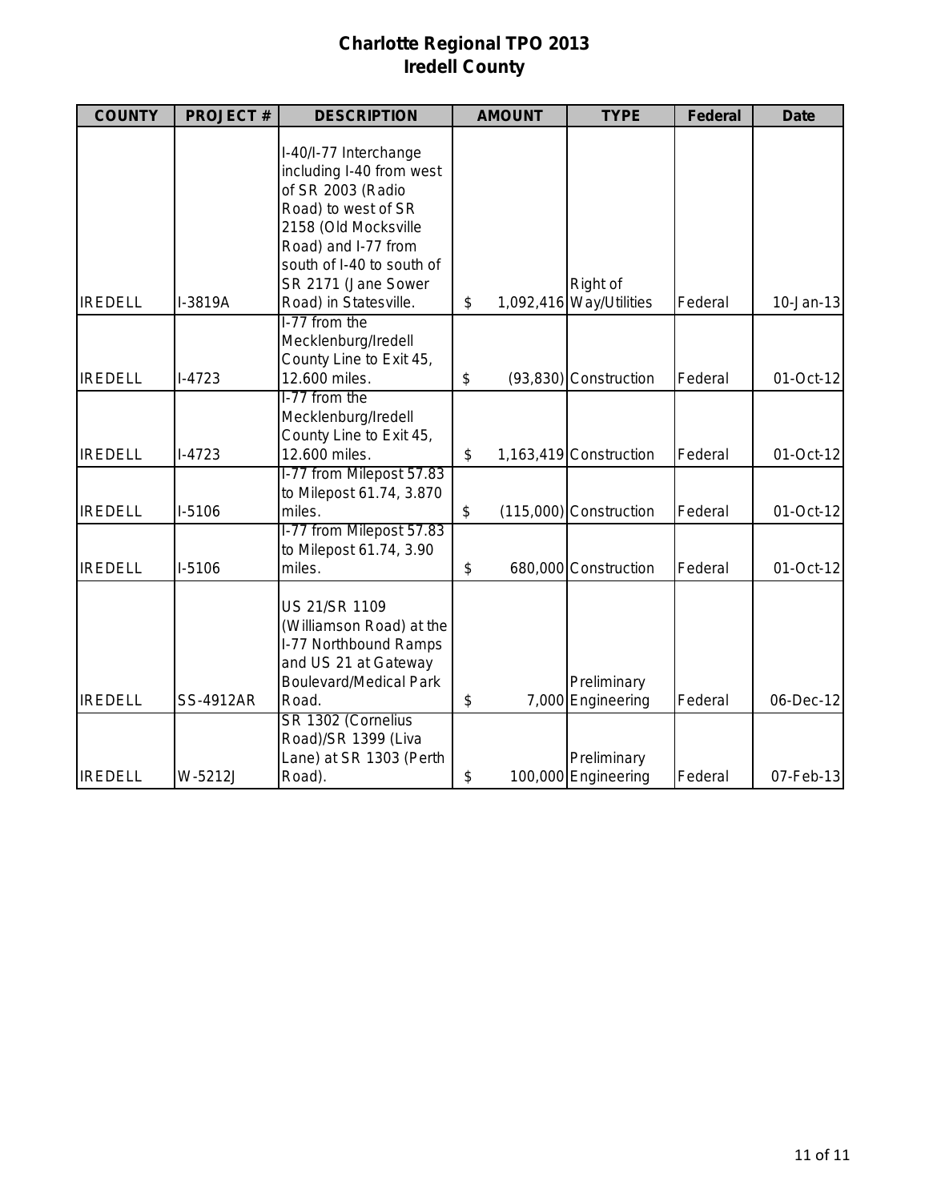# Charlotte Regional TPO 2013
## Iredell County

| COUNTY | PROJECT # | DESCRIPTION | AMOUNT | TYPE | Federal | Date |
|---|---|---|---|---|---|---|
| IREDELL | I-3819A | I-40/I-77 Interchange including I-40 from west of SR 2003 (Radio Road) to west of SR 2158 (Old Mocksville Road) and I-77 from south of I-40 to south of SR 2171 (Jane Sower Road) in Statesville. | $ 1,092,416 | Right of Way/Utilities | Federal | 10-Jan-13 |
| IREDELL | I-4723 | I-77 from the Mecklenburg/Iredell County Line to Exit 45, 12.600 miles. | $ (93,830) | Construction | Federal | 01-Oct-12 |
| IREDELL | I-4723 | I-77 from the Mecklenburg/Iredell County Line to Exit 45, 12.600 miles. | $ 1,163,419 | Construction | Federal | 01-Oct-12 |
| IREDELL | I-5106 | I-77 from Milepost 57.83 to Milepost 61.74, 3.870 miles. | $ (115,000) | Construction | Federal | 01-Oct-12 |
| IREDELL | I-5106 | I-77 from Milepost 57.83 to Milepost 61.74, 3.90 miles. | $ 680,000 | Construction | Federal | 01-Oct-12 |
| IREDELL | SS-4912AR | US 21/SR 1109 (Williamson Road) at the I-77 Northbound Ramps and US 21 at Gateway Boulevard/Medical Park Road. | $ 7,000 | Preliminary Engineering | Federal | 06-Dec-12 |
| IREDELL | W-5212J | SR 1302 (Cornelius Road)/SR 1399 (Liva Lane) at SR 1303 (Perth Road). | $ 100,000 | Preliminary Engineering | Federal | 07-Feb-13 |